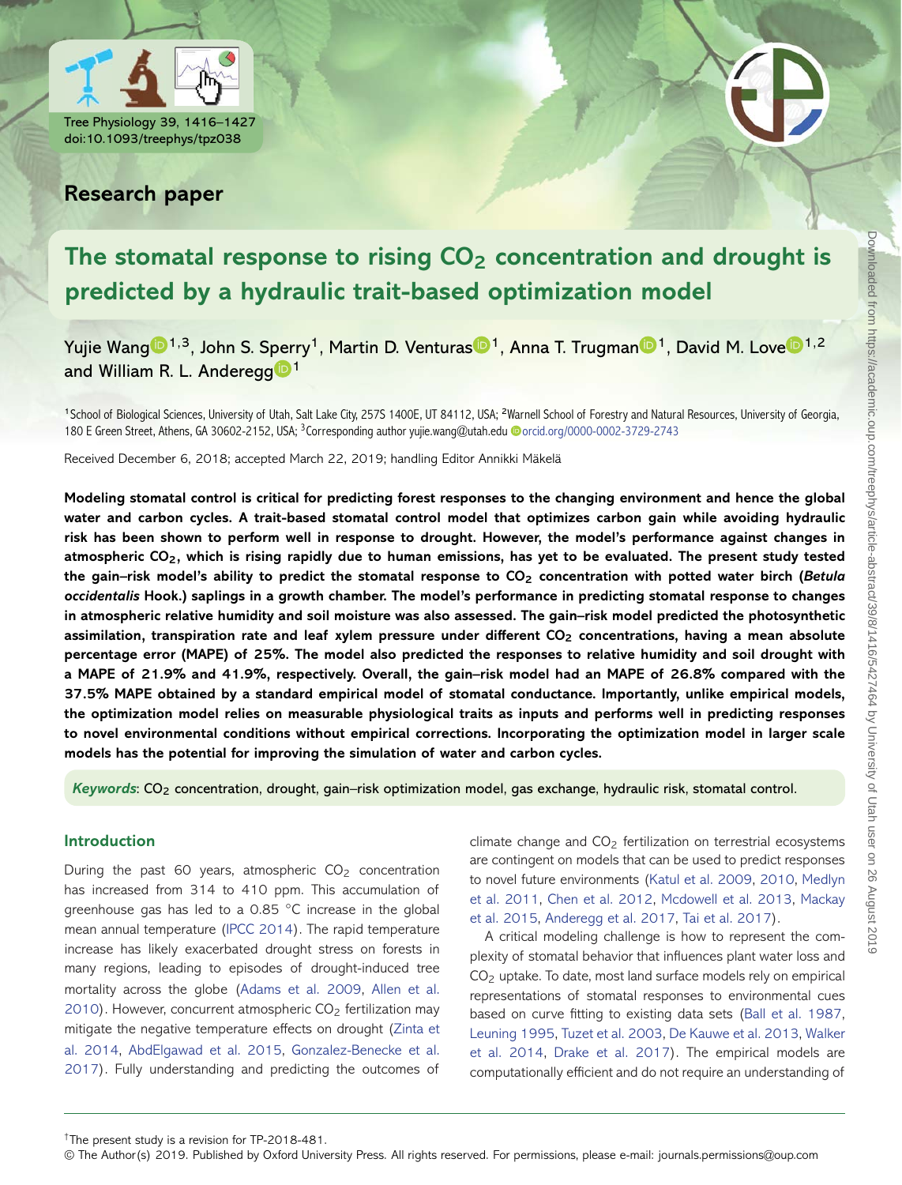Research paper

# The stomatal response to rising $CO_2$ concentration and drought is predicted by a hydraulic trait-based optimization model

Yujie Wang[1,3], John S. Sperry[1], Martin D. Venturas[1], Anna T. Trugman[1], David M. Love[1,2] and William R. L. Anderegg[1]

[1]School of Biological Sciences, University of Utah, Salt Lake City, 257S 1400E, UT 84112, USA; [2]Warnell School of Forestry and Natural Resources, University of Georgia, 180 E Green Street, Athens, GA 30602-2152, USA; [3]Corresponding author yujie.wang@utah.edu orcid.org/0000-0002-3729-2743

Received December 6, 2018; accepted March 22, 2019; handling Editor Annikki Mäkelä

**Modeling stomatal control is critical for predicting forest responses to the changing environment and hence the global water and carbon cycles. A trait-based stomatal control model that optimizes carbon gain while avoiding hydraulic risk has been shown to perform well in response to drought. However, the model's performance against changes in atmospheric $CO_2$, which is rising rapidly due to human emissions, has yet to be evaluated. The present study tested the gain–risk model's ability to predict the stomatal response to $CO_2$ concentration with potted water birch (*Betula occidentalis* Hook.) saplings in a growth chamber. The model's performance in predicting stomatal response to changes in atmospheric relative humidity and soil moisture was also assessed. The gain–risk model predicted the photosynthetic assimilation, transpiration rate and leaf xylem pressure under different $CO_2$ concentrations, having a mean absolute percentage error (MAPE) of 25%. The model also predicted the responses to relative humidity and soil drought with a MAPE of 21.9% and 41.9%, respectively. Overall, the gain–risk model had an MAPE of 26.8% compared with the 37.5% MAPE obtained by a standard empirical model of stomatal conductance. Importantly, unlike empirical models, the optimization model relies on measurable physiological traits as inputs and performs well in predicting responses to novel environmental conditions without empirical corrections. Incorporating the optimization model in larger scale models has the potential for improving the simulation of water and carbon cycles.**

***Keywords***: $CO_2$ concentration, drought, gain–risk optimization model, gas exchange, hydraulic risk, stomatal control.

## Introduction

During the past 60 years, atmospheric $CO_2$ concentration has increased from 314 to 410 ppm. This accumulation of greenhouse gas has led to a 0.85 °C increase in the global mean annual temperature (IPCC 2014). The rapid temperature increase has likely exacerbated drought stress on forests in many regions, leading to episodes of drought-induced tree mortality across the globe (Adams et al. 2009, Allen et al. 2010). However, concurrent atmospheric $CO_2$ fertilization may mitigate the negative temperature effects on drought (Zinta et al. 2014, AbdElgawad et al. 2015, Gonzalez-Benecke et al. 2017). Fully understanding and predicting the outcomes of climate change and $CO_2$ fertilization on terrestrial ecosystems are contingent on models that can be used to predict responses to novel future environments (Katul et al. 2009, 2010, Medlyn et al. 2011, Chen et al. 2012, Mcdowell et al. 2013, Mackay et al. 2015, Anderegg et al. 2017, Tai et al. 2017).

A critical modeling challenge is how to represent the complexity of stomatal behavior that influences plant water loss and $CO_2$ uptake. To date, most land surface models rely on empirical representations of stomatal responses to environmental cues based on curve fitting to existing data sets (Ball et al. 1987, Leuning 1995, Tuzet et al. 2003, De Kauwe et al. 2013, Walker et al. 2014, Drake et al. 2017). The empirical models are computationally efficient and do not require an understanding of

†The present study is a revision for TP-2018-481.

© The Author(s) 2019. Published by Oxford University Press. All rights reserved. For permissions, please e-mail: journals.permissions@oup.com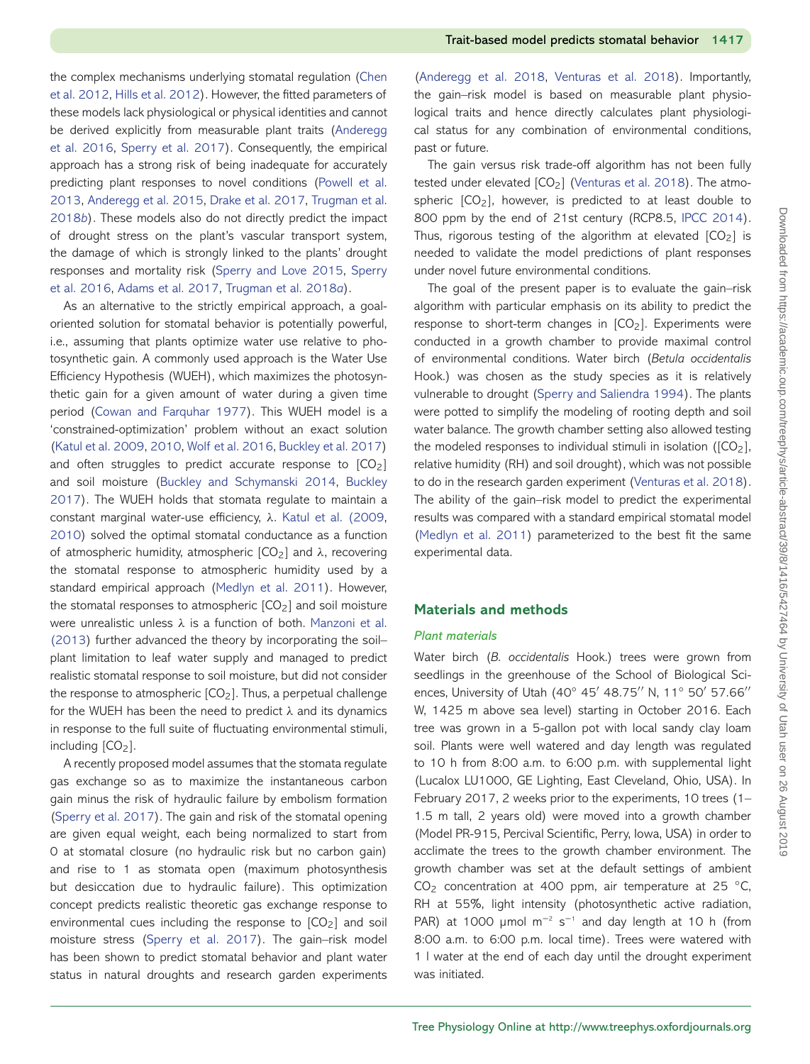the complex mechanisms underlying stomatal regulation (Chen et al. 2012, Hills et al. 2012). However, the fitted parameters of these models lack physiological or physical identities and cannot be derived explicitly from measurable plant traits (Anderegg et al. 2016, Sperry et al. 2017). Consequently, the empirical approach has a strong risk of being inadequate for accurately predicting plant responses to novel conditions (Powell et al. 2013, Anderegg et al. 2015, Drake et al. 2017, Trugman et al. 2018*b*). These models also do not directly predict the impact of drought stress on the plant's vascular transport system, the damage of which is strongly linked to the plants' drought responses and mortality risk (Sperry and Love 2015, Sperry et al. 2016, Adams et al. 2017, Trugman et al. 2018*a*).

As an alternative to the strictly empirical approach, a goal-oriented solution for stomatal behavior is potentially powerful, i.e., assuming that plants optimize water use relative to photosynthetic gain. A commonly used approach is the Water Use Efficiency Hypothesis (WUEH), which maximizes the photosynthetic gain for a given amount of water during a given time period (Cowan and Farquhar 1977). This WUEH model is a 'constrained-optimization' problem without an exact solution (Katul et al. 2009, 2010, Wolf et al. 2016, Buckley et al. 2017) and often struggles to predict accurate response to [$CO_2$] and soil moisture (Buckley and Schymanski 2014, Buckley 2017). The WUEH holds that stomata regulate to maintain a constant marginal water-use efficiency, $\lambda$. Katul et al. (2009, 2010) solved the optimal stomatal conductance as a function of atmospheric humidity, atmospheric [$CO_2$] and $\lambda$, recovering the stomatal response to atmospheric humidity used by a standard empirical approach (Medlyn et al. 2011). However, the stomatal responses to atmospheric [$CO_2$] and soil moisture were unrealistic unless $\lambda$ is a function of both. Manzoni et al. (2013) further advanced the theory by incorporating the soil–plant limitation to leaf water supply and managed to predict realistic stomatal response to soil moisture, but did not consider the response to atmospheric [$CO_2$]. Thus, a perpetual challenge for the WUEH has been the need to predict $\lambda$ and its dynamics in response to the full suite of fluctuating environmental stimuli, including [$CO_2$].

A recently proposed model assumes that the stomata regulate gas exchange so as to maximize the instantaneous carbon gain minus the risk of hydraulic failure by embolism formation (Sperry et al. 2017). The gain and risk of the stomatal opening are given equal weight, each being normalized to start from 0 at stomatal closure (no hydraulic risk but no carbon gain) and rise to 1 as stomata open (maximum photosynthesis but desiccation due to hydraulic failure). This optimization concept predicts realistic theoretic gas exchange response to environmental cues including the response to [$CO_2$] and soil moisture stress (Sperry et al. 2017). The gain–risk model has been shown to predict stomatal behavior and plant water status in natural droughts and research garden experiments (Anderegg et al. 2018, Venturas et al. 2018). Importantly, the gain–risk model is based on measurable plant physiological traits and hence directly calculates plant physiological status for any combination of environmental conditions, past or future.

The gain versus risk trade-off algorithm has not been fully tested under elevated [$CO_2$] (Venturas et al. 2018). The atmospheric [$CO_2$], however, is predicted to at least double to 800 ppm by the end of 21st century (RCP8.5, IPCC 2014). Thus, rigorous testing of the algorithm at elevated [$CO_2$] is needed to validate the model predictions of plant responses under novel future environmental conditions.

The goal of the present paper is to evaluate the gain–risk algorithm with particular emphasis on its ability to predict the response to short-term changes in [$CO_2$]. Experiments were conducted in a growth chamber to provide maximal control of environmental conditions. Water birch (*Betula occidentalis* Hook.) was chosen as the study species as it is relatively vulnerable to drought (Sperry and Saliendra 1994). The plants were potted to simplify the modeling of rooting depth and soil water balance. The growth chamber setting also allowed testing the modeled responses to individual stimuli in isolation ([$CO_2$], relative humidity (RH) and soil drought), which was not possible to do in the research garden experiment (Venturas et al. 2018). The ability of the gain–risk model to predict the experimental results was compared with a standard empirical stomatal model (Medlyn et al. 2011) parameterized to the best fit the same experimental data.

## Materials and methods

### Plant materials

Water birch (*B. occidentalis* Hook.) trees were grown from seedlings in the greenhouse of the School of Biological Sciences, University of Utah (40° 45′ 48.75′′ N, 11° 50′ 57.66′′ W, 1425 m above sea level) starting in October 2016. Each tree was grown in a 5-gallon pot with local sandy clay loam soil. Plants were well watered and day length was regulated to 10 h from 8:00 a.m. to 6:00 p.m. with supplemental light (Lucalox LU1000, GE Lighting, East Cleveland, Ohio, USA). In February 2017, 2 weeks prior to the experiments, 10 trees (1–1.5 m tall, 2 years old) were moved into a growth chamber (Model PR-915, Percival Scientific, Perry, Iowa, USA) in order to acclimate the trees to the growth chamber environment. The growth chamber was set at the default settings of ambient $CO_2$ concentration at 400 ppm, air temperature at 25 °C, RH at 55%, light intensity (photosynthetic active radiation, PAR) at 1000 μmol $m^{-2}$ $s^{-1}$ and day length at 10 h (from 8:00 a.m. to 6:00 p.m. local time). Trees were watered with 1 l water at the end of each day until the drought experiment was initiated.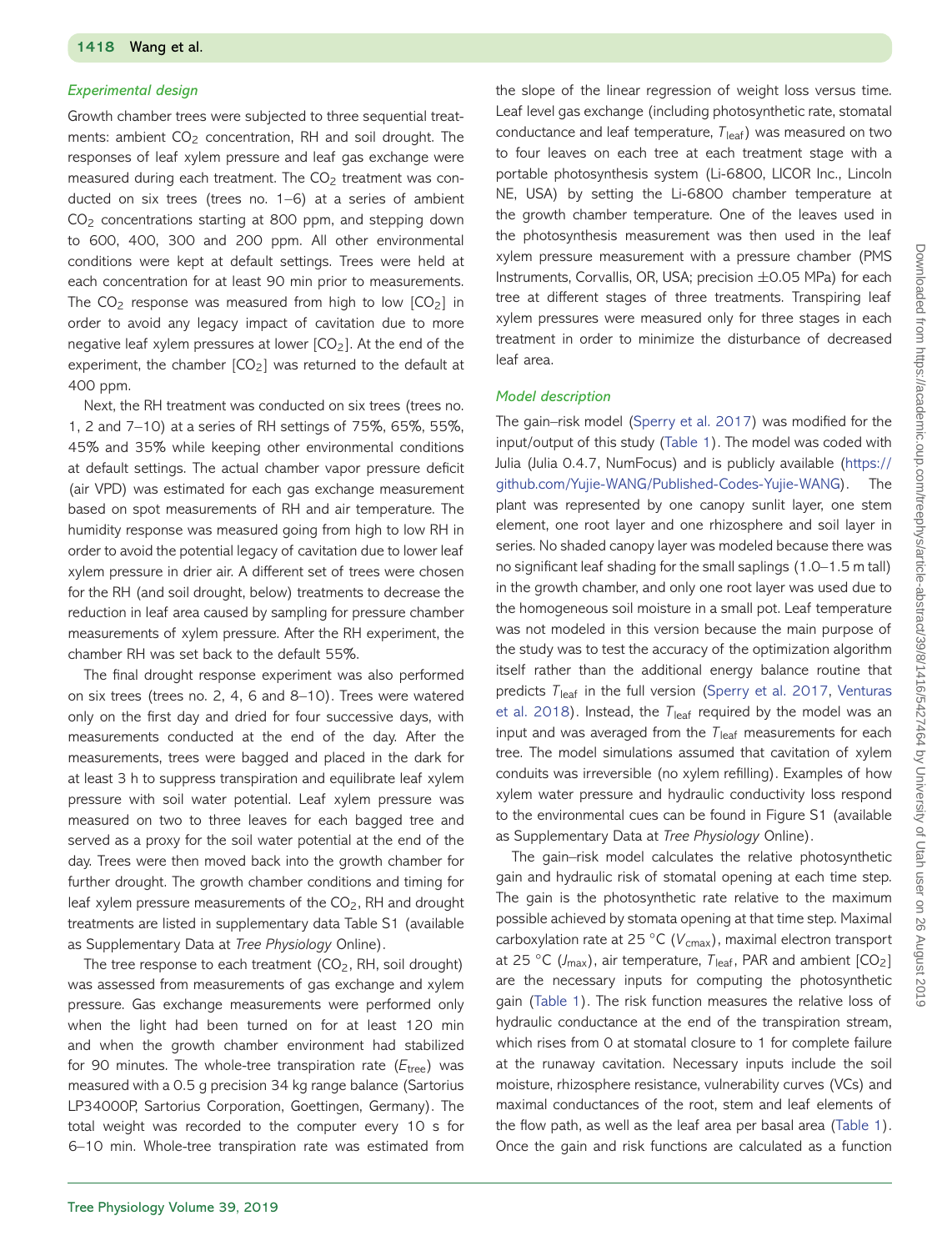### Experimental design

Growth chamber trees were subjected to three sequential treatments: ambient $CO_2$ concentration, RH and soil drought. The responses of leaf xylem pressure and leaf gas exchange were measured during each treatment. The $CO_2$ treatment was conducted on six trees (trees no. 1–6) at a series of ambient $CO_2$ concentrations starting at 800 ppm, and stepping down to 600, 400, 300 and 200 ppm. All other environmental conditions were kept at default settings. Trees were held at each concentration for at least 90 min prior to measurements. The $CO_2$ response was measured from high to low [$CO_2$] in order to avoid any legacy impact of cavitation due to more negative leaf xylem pressures at lower [$CO_2$]. At the end of the experiment, the chamber [$CO_2$] was returned to the default at 400 ppm.

Next, the RH treatment was conducted on six trees (trees no. 1, 2 and 7–10) at a series of RH settings of 75%, 65%, 55%, 45% and 35% while keeping other environmental conditions at default settings. The actual chamber vapor pressure deficit (air VPD) was estimated for each gas exchange measurement based on spot measurements of RH and air temperature. The humidity response was measured going from high to low RH in order to avoid the potential legacy of cavitation due to lower leaf xylem pressure in drier air. A different set of trees were chosen for the RH (and soil drought, below) treatments to decrease the reduction in leaf area caused by sampling for pressure chamber measurements of xylem pressure. After the RH experiment, the chamber RH was set back to the default 55%.

The final drought response experiment was also performed on six trees (trees no. 2, 4, 6 and 8–10). Trees were watered only on the first day and dried for four successive days, with measurements conducted at the end of the day. After the measurements, trees were bagged and placed in the dark for at least 3 h to suppress transpiration and equilibrate leaf xylem pressure with soil water potential. Leaf xylem pressure was measured on two to three leaves for each bagged tree and served as a proxy for the soil water potential at the end of the day. Trees were then moved back into the growth chamber for further drought. The growth chamber conditions and timing for leaf xylem pressure measurements of the $CO_2$, RH and drought treatments are listed in supplementary data Table S1 (available as Supplementary Data at *Tree Physiology* Online).

The tree response to each treatment ($CO_2$, RH, soil drought) was assessed from measurements of gas exchange and xylem pressure. Gas exchange measurements were performed only when the light had been turned on for at least 120 min and when the growth chamber environment had stabilized for 90 minutes. The whole-tree transpiration rate ($E_{tree}$) was measured with a 0.5 g precision 34 kg range balance (Sartorius LP34000P, Sartorius Corporation, Goettingen, Germany). The total weight was recorded to the computer every 10 s for 6–10 min. Whole-tree transpiration rate was estimated from the slope of the linear regression of weight loss versus time. Leaf level gas exchange (including photosynthetic rate, stomatal conductance and leaf temperature, $T_{leaf}$) was measured on two to four leaves on each tree at each treatment stage with a portable photosynthesis system (Li-6800, LICOR Inc., Lincoln NE, USA) by setting the Li-6800 chamber temperature at the growth chamber temperature. One of the leaves used in the photosynthesis measurement was then used in the leaf xylem pressure measurement with a pressure chamber (PMS Instruments, Corvallis, OR, USA; precision ±0.05 MPa) for each tree at different stages of three treatments. Transpiring leaf xylem pressures were measured only for three stages in each treatment in order to minimize the disturbance of decreased leaf area.

### Model description

The gain–risk model (Sperry et al. 2017) was modified for the input/output of this study (Table 1). The model was coded with Julia (Julia 0.4.7, NumFocus) and is publicly available (https://github.com/Yujie-WANG/Published-Codes-Yujie-WANG). The plant was represented by one canopy sunlit layer, one stem element, one root layer and one rhizosphere and soil layer in series. No shaded canopy layer was modeled because there was no significant leaf shading for the small saplings (1.0–1.5 m tall) in the growth chamber, and only one root layer was used due to the homogeneous soil moisture in a small pot. Leaf temperature was not modeled in this version because the main purpose of the study was to test the accuracy of the optimization algorithm itself rather than the additional energy balance routine that predicts $T_{leaf}$ in the full version (Sperry et al. 2017, Venturas et al. 2018). Instead, the $T_{leaf}$ required by the model was an input and was averaged from the $T_{leaf}$ measurements for each tree. The model simulations assumed that cavitation of xylem conduits was irreversible (no xylem refilling). Examples of how xylem water pressure and hydraulic conductivity loss respond to the environmental cues can be found in Figure S1 (available as Supplementary Data at *Tree Physiology* Online).

The gain–risk model calculates the relative photosynthetic gain and hydraulic risk of stomatal opening at each time step. The gain is the photosynthetic rate relative to the maximum possible achieved by stomata opening at that time step. Maximal carboxylation rate at 25 °C ($V_{cmax}$), maximal electron transport at 25 °C ($J_{max}$), air temperature, $T_{leaf}$, PAR and ambient [$CO_2$] are the necessary inputs for computing the photosynthetic gain (Table 1). The risk function measures the relative loss of hydraulic conductance at the end of the transpiration stream, which rises from 0 at stomatal closure to 1 for complete failure at the runaway cavitation. Necessary inputs include the soil moisture, rhizosphere resistance, vulnerability curves (VCs) and maximal conductances of the root, stem and leaf elements of the flow path, as well as the leaf area per basal area (Table 1). Once the gain and risk functions are calculated as a function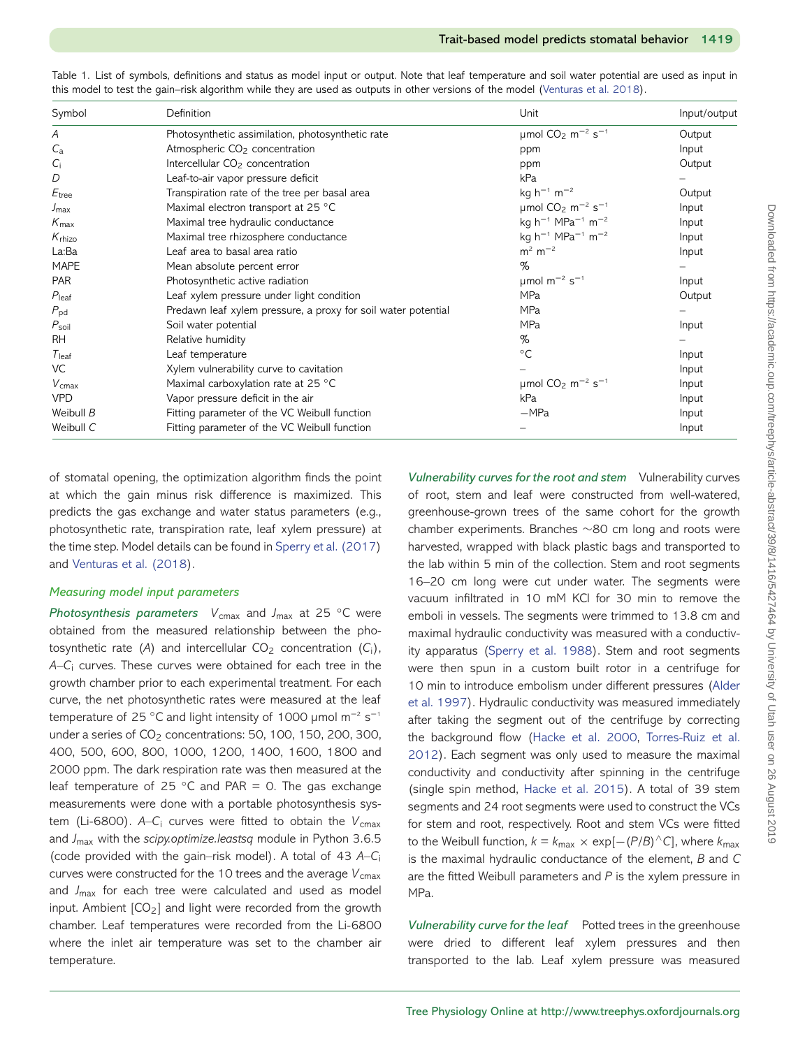Table 1. List of symbols, definitions and status as model input or output. Note that leaf temperature and soil water potential are used as input in this model to test the gain–risk algorithm while they are used as outputs in other versions of the model (Venturas et al. 2018).

| Symbol | Definition | Unit | Input/output |
|---|---|---|---|
| $A$ | Photosynthetic assimilation, photosynthetic rate | μmol $CO_2$ $m^{-2}$ $s^{-1}$ | Output |
| $C_a$ | Atmospheric $CO_2$ concentration | ppm | Input |
| $C_i$ | Intercellular $CO_2$ concentration | ppm | Output |
| $D$ | Leaf-to-air vapor pressure deficit | kPa | – |
| $E_{tree}$ | Transpiration rate of the tree per basal area | kg $h^{-1}$ $m^{-2}$ | Output |
| $J_{max}$ | Maximal electron transport at 25 °C | μmol $CO_2$ $m^{-2}$ $s^{-1}$ | Input |
| $K_{max}$ | Maximal tree hydraulic conductance | kg $h^{-1}$ $MPa^{-1}$ $m^{-2}$ | Input |
| $K_{rhizo}$ | Maximal tree rhizosphere conductance | kg $h^{-1}$ $MPa^{-1}$ $m^{-2}$ | Input |
| La:Ba | Leaf area to basal area ratio | $m^2$ $m^{-2}$ | Input |
| MAPE | Mean absolute percent error | % | – |
| PAR | Photosynthetic active radiation | μmol $m^{-2}$ $s^{-1}$ | Input |
| $P_{leaf}$ | Leaf xylem pressure under light condition | MPa | Output |
| $P_{pd}$ | Predawn leaf xylem pressure, a proxy for soil water potential | MPa | – |
| $P_{soil}$ | Soil water potential | MPa | Input |
| RH | Relative humidity | % | – |
| $T_{leaf}$ | Leaf temperature | °C | Input |
| VC | Xylem vulnerability curve to cavitation | – | Input |
| $V_{cmax}$ | Maximal carboxylation rate at 25 °C | μmol $CO_2$ $m^{-2}$ $s^{-1}$ | Input |
| VPD | Vapor pressure deficit in the air | kPa | Input |
| Weibull $B$ | Fitting parameter of the VC Weibull function | −MPa | Input |
| Weibull $C$ | Fitting parameter of the VC Weibull function | – | Input |

of stomatal opening, the optimization algorithm finds the point at which the gain minus risk difference is maximized. This predicts the gas exchange and water status parameters (e.g., photosynthetic rate, transpiration rate, leaf xylem pressure) at the time step. Model details can be found in Sperry et al. (2017) and Venturas et al. (2018).

### Measuring model input parameters

***Photosynthesis parameters*** $V_{cmax}$ and $J_{max}$ at 25 °C were obtained from the measured relationship between the photosynthetic rate ($A$) and intercellular $CO_2$ concentration ($C_i$), $A$–$C_i$ curves. These curves were obtained for each tree in the growth chamber prior to each experimental treatment. For each curve, the net photosynthetic rates were measured at the leaf temperature of 25 °C and light intensity of 1000 μmol $m^{-2}$ $s^{-1}$ under a series of $CO_2$ concentrations: 50, 100, 150, 200, 300, 400, 500, 600, 800, 1000, 1200, 1400, 1600, 1800 and 2000 ppm. The dark respiration rate was then measured at the leaf temperature of 25 °C and PAR = 0. The gas exchange measurements were done with a portable photosynthesis system (Li-6800). $A$–$C_i$ curves were fitted to obtain the $V_{cmax}$ and $J_{max}$ with the *scipy.optimize.leastsq* module in Python 3.6.5 (code provided with the gain–risk model). A total of 43 $A$–$C_i$ curves were constructed for the 10 trees and the average $V_{cmax}$ and $J_{max}$ for each tree were calculated and used as model input. Ambient [$CO_2$] and light were recorded from the growth chamber. Leaf temperatures were recorded from the Li-6800 where the inlet air temperature was set to the chamber air temperature.

***Vulnerability curves for the root and stem*** Vulnerability curves of root, stem and leaf were constructed from well-watered, greenhouse-grown trees of the same cohort for the growth chamber experiments. Branches ~80 cm long and roots were harvested, wrapped with black plastic bags and transported to the lab within 5 min of the collection. Stem and root segments 16–20 cm long were cut under water. The segments were vacuum infiltrated in 10 mM KCl for 30 min to remove the emboli in vessels. The segments were trimmed to 13.8 cm and maximal hydraulic conductivity was measured with a conductivity apparatus (Sperry et al. 1988). Stem and root segments were then spun in a custom built rotor in a centrifuge for 10 min to introduce embolism under different pressures (Alder et al. 1997). Hydraulic conductivity was measured immediately after taking the segment out of the centrifuge by correcting the background flow (Hacke et al. 2000, Torres-Ruiz et al. 2012). Each segment was only used to measure the maximal conductivity and conductivity after spinning in the centrifuge (single spin method, Hacke et al. 2015). A total of 39 stem segments and 24 root segments were used to construct the VCs for stem and root, respectively. Root and stem VCs were fitted to the Weibull function, $k = k_{max} \times \exp[-(P/B)\wedge C]$, where $k_{max}$ is the maximal hydraulic conductance of the element, $B$ and $C$ are the fitted Weibull parameters and $P$ is the xylem pressure in MPa.

***Vulnerability curve for the leaf*** Potted trees in the greenhouse were dried to different leaf xylem pressures and then transported to the lab. Leaf xylem pressure was measured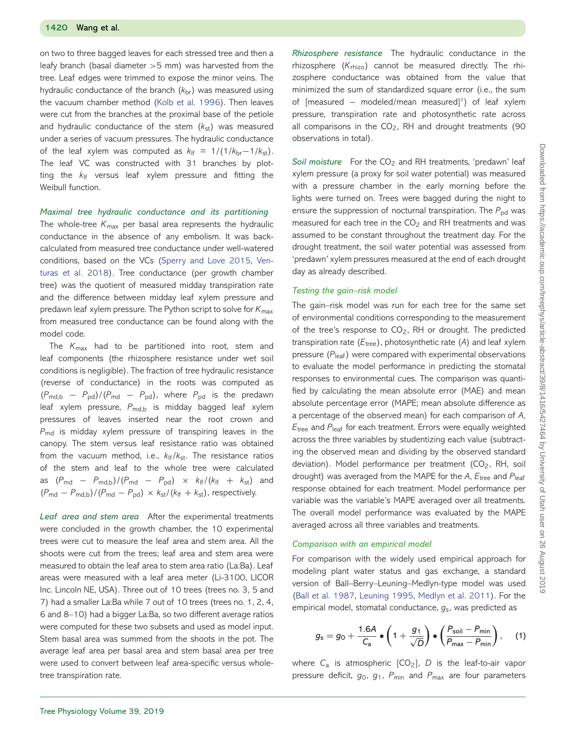on two to three bagged leaves for each stressed tree and then a leafy branch (basal diameter >5 mm) was harvested from the tree. Leaf edges were trimmed to expose the minor veins. The hydraulic conductance of the branch ($k_{br}$) was measured using the vacuum chamber method (Kolb et al. 1996). Then leaves were cut from the branches at the proximal base of the petiole and hydraulic conductance of the stem ($k_{st}$) was measured under a series of vacuum pressures. The hydraulic conductance of the leaf xylem was computed as $k_{lf} = 1/(1/k_{br} - 1/k_{st})$. The leaf VC was constructed with 31 branches by plotting the $k_{lf}$ versus leaf xylem pressure and fitting the Weibull function.

*Maximal tree hydraulic conductance and its partitioning* The whole-tree $K_{max}$ per basal area represents the hydraulic conductance in the absence of any embolism. It was back-calculated from measured tree conductance under well-watered conditions, based on the VCs (Sperry and Love 2015, Venturas et al. 2018). Tree conductance (per growth chamber tree) was the quotient of measured midday transpiration rate and the difference between midday leaf xylem pressure and predawn leaf xylem pressure. The Python script to solve for $K_{max}$ from measured tree conductance can be found along with the model code.

The $K_{max}$ had to be partitioned into root, stem and leaf components (the rhizosphere resistance under wet soil conditions is negligible). The fraction of tree hydraulic resistance (reverse of conductance) in the roots was computed as $(P_{md,b} - P_{pd})/(P_{md} - P_{pd})$, where $P_{pd}$ is the predawn leaf xylem pressure, $P_{md,b}$ is midday bagged leaf xylem pressures of leaves inserted near the root crown and $P_{md}$ is midday xylem pressure of transpiring leaves in the canopy. The stem versus leaf resistance ratio was obtained from the vacuum method, i.e., $k_{lf}/k_{st}$. The resistance ratios of the stem and leaf to the whole tree were calculated as $(P_{md} - P_{md,b})/(P_{md} - P_{pd}) \times k_{lf}/(k_{lf} + k_{st})$ and $(P_{md} - P_{md,b})/(P_{md} - P_{pd}) \times k_{st}/(k_{lf} + k_{st})$, respectively.

*Leaf area and stem area* After the experimental treatments were concluded in the growth chamber, the 10 experimental trees were cut to measure the leaf area and stem area. All the shoots were cut from the trees; leaf area and stem area were measured to obtain the leaf area to stem area ratio (La:Ba). Leaf areas were measured with a leaf area meter (Li-3100, LICOR Inc. Lincoln NE, USA). Three out of 10 trees (trees no. 3, 5 and 7) had a smaller La:Ba while 7 out of 10 trees (trees no. 1, 2, 4, 6 and 8–10) had a bigger La:Ba, so two different average ratios were computed for these two subsets and used as model input. Stem basal area was summed from the shoots in the pot. The average leaf area per basal area and stem basal area per tree were used to convert between leaf area-specific versus whole-tree transpiration rate.

*Rhizosphere resistance* The hydraulic conductance in the rhizosphere ($K_{rhizo}$) cannot be measured directly. The rhizosphere conductance was obtained from the value that minimized the sum of standardized square error (i.e., the sum of [measured − modeled/mean measured]$^2$) of leaf xylem pressure, transpiration rate and photosynthetic rate across all comparisons in the $CO_2$, RH and drought treatments (90 observations in total).

*Soil moisture* For the $CO_2$ and RH treatments, 'predawn' leaf xylem pressure (a proxy for soil water potential) was measured with a pressure chamber in the early morning before the lights were turned on. Trees were bagged during the night to ensure the suppression of nocturnal transpiration. The $P_{pd}$ was measured for each tree in the $CO_2$ and RH treatments and was assumed to be constant throughout the treatment day. For the drought treatment, the soil water potential was assessed from 'predawn' xylem pressures measured at the end of each drought day as already described.

*Testing the gain–risk model*

The gain–risk model was run for each tree for the same set of environmental conditions corresponding to the measurement of the tree's response to $CO_2$, RH or drought. The predicted transpiration rate ($E_{tree}$), photosynthetic rate ($A$) and leaf xylem pressure ($P_{leaf}$) were compared with experimental observations to evaluate the model performance in predicting the stomatal responses to environmental cues. The comparison was quantified by calculating the mean absolute error (MAE) and mean absolute percentage error (MAPE; mean absolute difference as a percentage of the observed mean) for each comparison of $A$, $E_{tree}$ and $P_{leaf}$ for each treatment. Errors were equally weighted across the three variables by studentizing each value (subtracting the observed mean and dividing by the observed standard deviation). Model performance per treatment ($CO_2$, RH, soil drought) was averaged from the MAPE for the $A$, $E_{tree}$ and $P_{leaf}$ response obtained for each treatment. Model performance per variable was the variable's MAPE averaged over all treatments. The overall model performance was evaluated by the MAPE averaged across all three variables and treatments.

*Comparison with an empirical model*

For comparison with the widely used empirical approach for modeling plant water status and gas exchange, a standard version of Ball–Berry–Leuning–Medlyn-type model was used (Ball et al. 1987, Leuning 1995, Medlyn et al. 2011). For the empirical model, stomatal conductance, $g_s$, was predicted as

$$g_s = g_0 + \frac{1.6A}{C_a} \bullet \left(1 + \frac{g_1}{\sqrt{D}}\right) \bullet \left(\frac{P_{soil} - P_{min}}{P_{max} - P_{min}}\right), \quad (1)$$

where $C_a$ is atmospheric [$CO_2$], $D$ is the leaf-to-air vapor pressure deficit, $g_0$, $g_1$, $P_{min}$ and $P_{max}$ are four parameters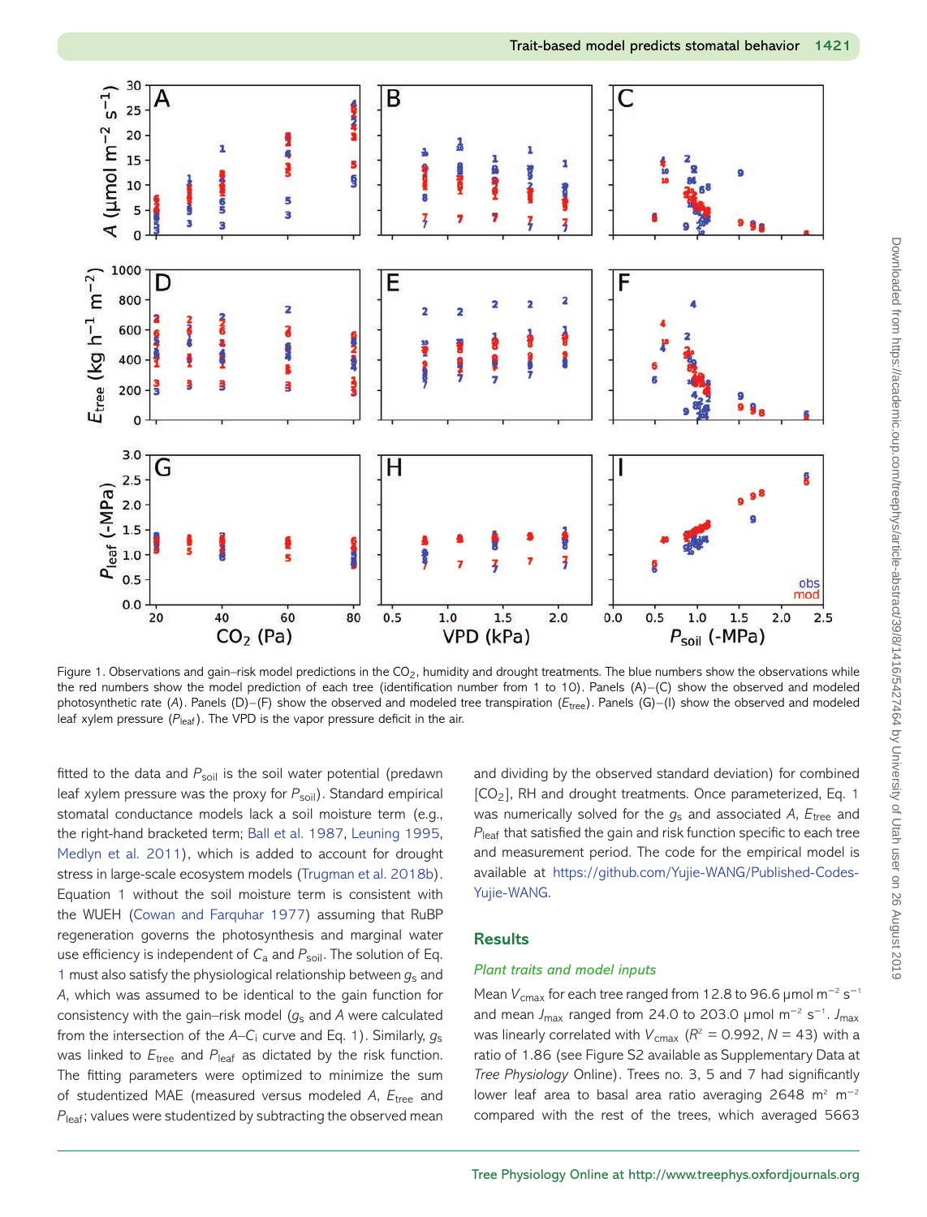Figure 1. Observations and gain–risk model predictions in the $CO_2$, humidity and drought treatments. The blue numbers show the observations while the red numbers show the model prediction of each tree (identification number from 1 to 10). Panels (A)–(C) show the observed and modeled photosynthetic rate ($A$). Panels (D)–(F) show the observed and modeled tree transpiration ($E_{tree}$). Panels (G)–(I) show the observed and modeled leaf xylem pressure ($P_{leaf}$). The VPD is the vapor pressure deficit in the air.

fitted to the data and $P_{soil}$ is the soil water potential (predawn leaf xylem pressure was the proxy for $P_{soil}$). Standard empirical stomatal conductance models lack a soil moisture term (e.g., the right-hand bracketed term; Ball et al. 1987, Leuning 1995, Medlyn et al. 2011), which is added to account for drought stress in large-scale ecosystem models (Trugman et al. 2018b). Equation 1 without the soil moisture term is consistent with the WUEH (Cowan and Farquhar 1977) assuming that RuBP regeneration governs the photosynthesis and marginal water use efficiency is independent of $C_a$ and $P_{soil}$. The solution of Eq. 1 must also satisfy the physiological relationship between $g_s$ and $A$, which was assumed to be identical to the gain function for consistency with the gain–risk model ($g_s$ and $A$ were calculated from the intersection of the $A$–$C_i$ curve and Eq. 1). Similarly, $g_s$ was linked to $E_{tree}$ and $P_{leaf}$ as dictated by the risk function. The fitting parameters were optimized to minimize the sum of studentized MAE (measured versus modeled $A$, $E_{tree}$ and $P_{leaf}$; values were studentized by subtracting the observed mean and dividing by the observed standard deviation) for combined [$CO_2$], RH and drought treatments. Once parameterized, Eq. 1 was numerically solved for the $g_s$ and associated $A$, $E_{tree}$ and $P_{leaf}$ that satisfied the gain and risk function specific to each tree and measurement period. The code for the empirical model is available at https://github.com/Yujie-WANG/Published-Codes-Yujie-WANG.

## Results

### *Plant traits and model inputs*

Mean $V_{cmax}$ for each tree ranged from 12.8 to 96.6 μmol m$^{-2}$ s$^{-1}$ and mean $J_{max}$ ranged from 24.0 to 203.0 μmol m$^{-2}$ s$^{-1}$. $J_{max}$ was linearly correlated with $V_{cmax}$ ($R^2 = 0.992$, $N = 43$) with a ratio of 1.86 (see Figure S2 available as Supplementary Data at *Tree Physiology* Online). Trees no. 3, 5 and 7 had significantly lower leaf area to basal area ratio averaging 2648 m$^2$ m$^{-2}$ compared with the rest of the trees, which averaged 5663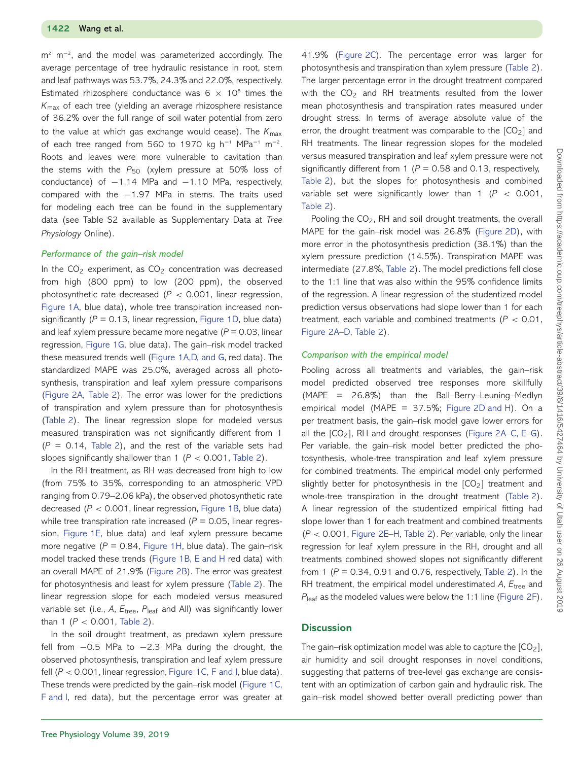$m^2$ $m^{-2}$, and the model was parameterized accordingly. The average percentage of tree hydraulic resistance in root, stem and leaf pathways was 53.7%, 24.3% and 22.0%, respectively. Estimated rhizosphere conductance was 6 × $10^8$ times the $K_{max}$ of each tree (yielding an average rhizosphere resistance of 36.2% over the full range of soil water potential from zero to the value at which gas exchange would cease). The $K_{max}$ of each tree ranged from 560 to 1970 kg $h^{-1}$ $MPa^{-1}$ $m^{-2}$. Roots and leaves were more vulnerable to cavitation than the stems with the $P_{50}$ (xylem pressure at 50% loss of conductance) of −1.14 MPa and −1.10 MPa, respectively, compared with the −1.97 MPa in stems. The traits used for modeling each tree can be found in the supplementary data (see Table S2 available as Supplementary Data at *Tree Physiology* Online).

### *Performance of the gain–risk model*

In the $CO_2$ experiment, as $CO_2$ concentration was decreased from high (800 ppm) to low (200 ppm), the observed photosynthetic rate decreased ($P$ < 0.001, linear regression, Figure 1A, blue data), whole tree transpiration increased non-significantly ($P$ = 0.13, linear regression, Figure 1D, blue data) and leaf xylem pressure became more negative ($P$ = 0.03, linear regression, Figure 1G, blue data). The gain–risk model tracked these measured trends well (Figure 1A,D, and G, red data). The standardized MAPE was 25.0%, averaged across all photosynthesis, transpiration and leaf xylem pressure comparisons (Figure 2A, Table 2). The error was lower for the predictions of transpiration and xylem pressure than for photosynthesis (Table 2). The linear regression slope for modeled versus measured transpiration was not significantly different from 1 ($P$ = 0.14, Table 2), and the rest of the variable sets had slopes significantly shallower than 1 ($P$ < 0.001, Table 2).

In the RH treatment, as RH was decreased from high to low (from 75% to 35%, corresponding to an atmospheric VPD ranging from 0.79–2.06 kPa), the observed photosynthetic rate decreased ($P$ < 0.001, linear regression, Figure 1B, blue data) while tree transpiration rate increased ($P$ = 0.05, linear regression, Figure 1E, blue data) and leaf xylem pressure became more negative ($P$ = 0.84, Figure 1H, blue data). The gain–risk model tracked these trends (Figure 1B, E and H red data) with an overall MAPE of 21.9% (Figure 2B). The error was greatest for photosynthesis and least for xylem pressure (Table 2). The linear regression slope for each modeled versus measured variable set (i.e., $A$, $E_{tree}$, $P_{leaf}$ and All) was significantly lower than 1 ($P$ < 0.001, Table 2).

In the soil drought treatment, as predawn xylem pressure fell from −0.5 MPa to −2.3 MPa during the drought, the observed photosynthesis, transpiration and leaf xylem pressure fell ($P$ < 0.001, linear regression, Figure 1C, F and I, blue data). These trends were predicted by the gain–risk model (Figure 1C, F and I, red data), but the percentage error was greater at 41.9% (Figure 2C). The percentage error was larger for photosynthesis and transpiration than xylem pressure (Table 2). The larger percentage error in the drought treatment compared with the $CO_2$ and RH treatments resulted from the lower mean photosynthesis and transpiration rates measured under drought stress. In terms of average absolute value of the error, the drought treatment was comparable to the [$CO_2$] and RH treatments. The linear regression slopes for the modeled versus measured transpiration and leaf xylem pressure were not significantly different from 1 ($P$ = 0.58 and 0.13, respectively, Table 2), but the slopes for photosynthesis and combined variable set were significantly lower than 1 ($P$ < 0.001, Table 2).

Pooling the $CO_2$, RH and soil drought treatments, the overall MAPE for the gain–risk model was 26.8% (Figure 2D), with more error in the photosynthesis prediction (38.1%) than the xylem pressure prediction (14.5%). Transpiration MAPE was intermediate (27.8%, Table 2). The model predictions fell close to the 1:1 line that was also within the 95% confidence limits of the regression. A linear regression of the studentized model prediction versus observations had slope lower than 1 for each treatment, each variable and combined treatments ($P$ < 0.01, Figure 2A–D, Table 2).

### *Comparison with the empirical model*

Pooling across all treatments and variables, the gain–risk model predicted observed tree responses more skillfully (MAPE = 26.8%) than the Ball–Berry–Leuning–Medlyn empirical model (MAPE = 37.5%; Figure 2D and H). On a per treatment basis, the gain–risk model gave lower errors for all the [$CO_2$], RH and drought responses (Figure 2A–C, E–G). Per variable, the gain–risk model better predicted the photosynthesis, whole-tree transpiration and leaf xylem pressure for combined treatments. The empirical model only performed slightly better for photosynthesis in the [$CO_2$] treatment and whole-tree transpiration in the drought treatment (Table 2). A linear regression of the studentized empirical fitting had slope lower than 1 for each treatment and combined treatments ($P$ < 0.001, Figure 2E–H, Table 2). Per variable, only the linear regression for leaf xylem pressure in the RH, drought and all treatments combined showed slopes not significantly different from 1 ($P$ = 0.34, 0.91 and 0.76, respectively, Table 2). In the RH treatment, the empirical model underestimated $A$, $E_{tree}$ and $P_{leaf}$ as the modeled values were below the 1:1 line (Figure 2F).

## Discussion

The gain–risk optimization model was able to capture the [$CO_2$], air humidity and soil drought responses in novel conditions, suggesting that patterns of tree-level gas exchange are consistent with an optimization of carbon gain and hydraulic risk. The gain–risk model showed better overall predicting power than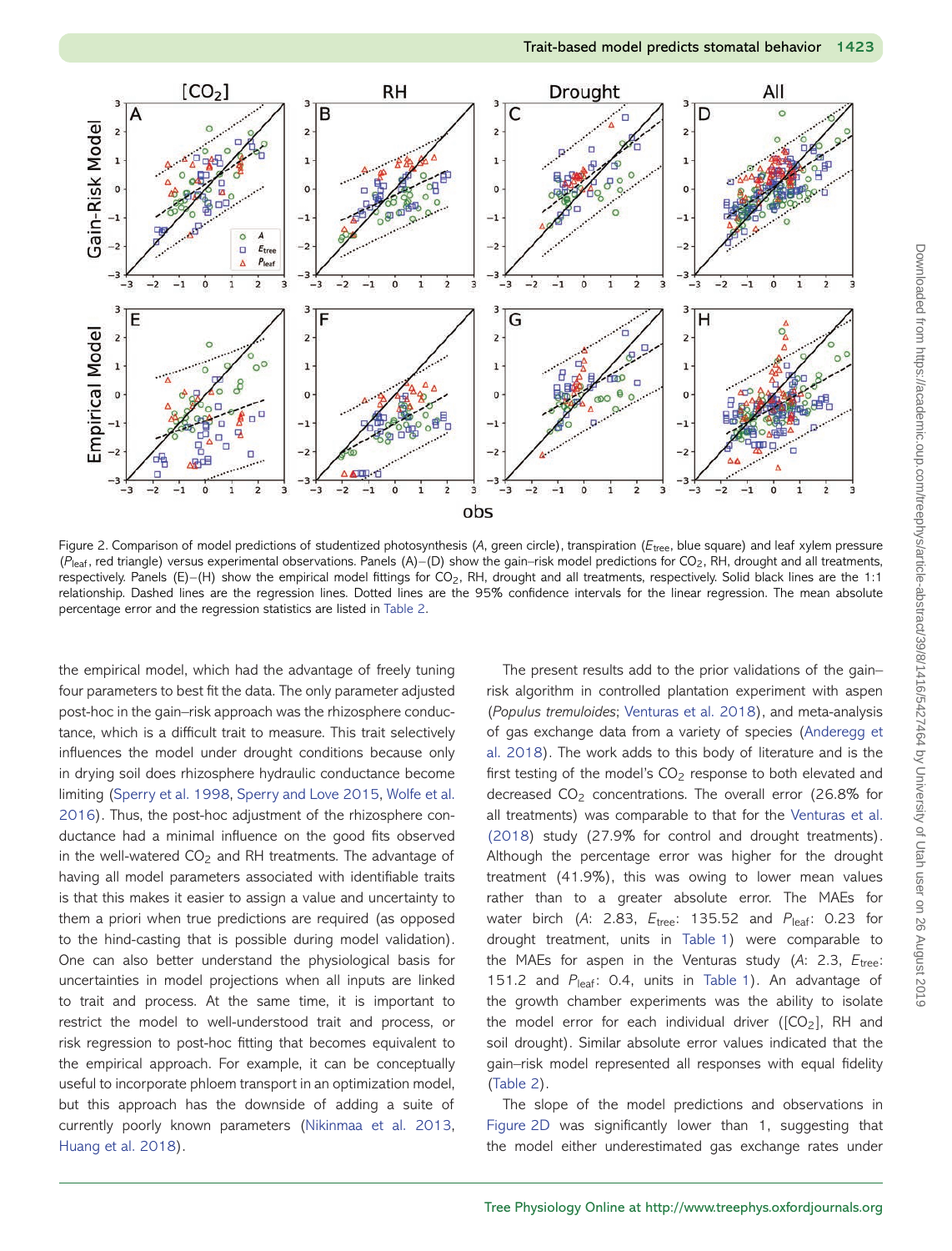Figure 2. Comparison of model predictions of studentized photosynthesis ($A$, green circle), transpiration ($E_{tree}$, blue square) and leaf xylem pressure ($P_{leaf}$, red triangle) versus experimental observations. Panels (A)–(D) show the gain–risk model predictions for $CO_2$, RH, drought and all treatments, respectively. Panels (E)–(H) show the empirical model fittings for $CO_2$, RH, drought and all treatments, respectively. Solid black lines are the 1:1 relationship. Dashed lines are the regression lines. Dotted lines are the 95% confidence intervals for the linear regression. The mean absolute percentage error and the regression statistics are listed in Table 2.

the empirical model, which had the advantage of freely tuning four parameters to best fit the data. The only parameter adjusted post-hoc in the gain–risk approach was the rhizosphere conductance, which is a difficult trait to measure. This trait selectively influences the model under drought conditions because only in drying soil does rhizosphere hydraulic conductance become limiting (Sperry et al. 1998, Sperry and Love 2015, Wolfe et al. 2016). Thus, the post-hoc adjustment of the rhizosphere conductance had a minimal influence on the good fits observed in the well-watered $CO_2$ and RH treatments. The advantage of having all model parameters associated with identifiable traits is that this makes it easier to assign a value and uncertainty to them a priori when true predictions are required (as opposed to the hind-casting that is possible during model validation). One can also better understand the physiological basis for uncertainties in model projections when all inputs are linked to trait and process. At the same time, it is important to restrict the model to well-understood trait and process, or risk regression to post-hoc fitting that becomes equivalent to the empirical approach. For example, it can be conceptually useful to incorporate phloem transport in an optimization model, but this approach has the downside of adding a suite of currently poorly known parameters (Nikinmaa et al. 2013, Huang et al. 2018).

The present results add to the prior validations of the gain–risk algorithm in controlled plantation experiment with aspen (*Populus tremuloides*; Venturas et al. 2018), and meta-analysis of gas exchange data from a variety of species (Anderegg et al. 2018). The work adds to this body of literature and is the first testing of the model's $CO_2$ response to both elevated and decreased $CO_2$ concentrations. The overall error (26.8% for all treatments) was comparable to that for the Venturas et al. (2018) study (27.9% for control and drought treatments). Although the percentage error was higher for the drought treatment (41.9%), this was owing to lower mean values rather than to a greater absolute error. The MAEs for water birch ($A$: 2.83, $E_{tree}$: 135.52 and $P_{leaf}$: 0.23 for drought treatment, units in Table 1) were comparable to the MAEs for aspen in the Venturas study ($A$: 2.3, $E_{tree}$: 151.2 and $P_{leaf}$: 0.4, units in Table 1). An advantage of the growth chamber experiments was the ability to isolate the model error for each individual driver ([$CO_2$], RH and soil drought). Similar absolute error values indicated that the gain–risk model represented all responses with equal fidelity (Table 2).

The slope of the model predictions and observations in Figure 2D was significantly lower than 1, suggesting that the model either underestimated gas exchange rates under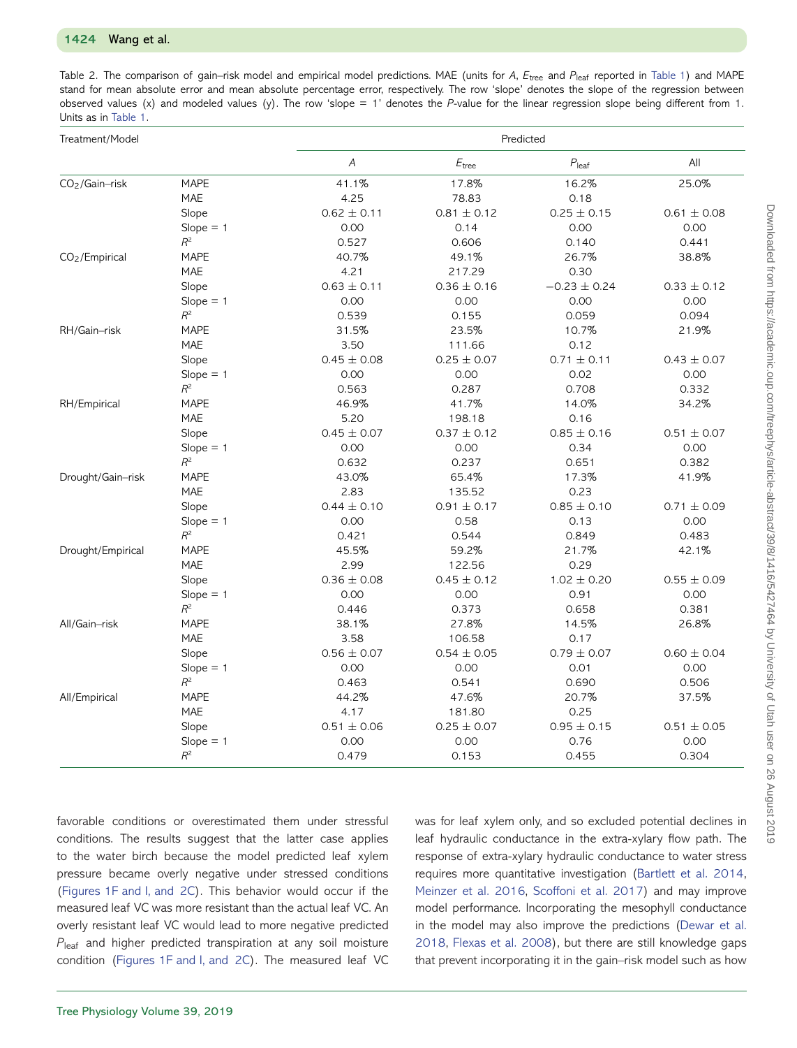Table 2. The comparison of gain–risk model and empirical model predictions. MAE (units for $A$, $E_{tree}$ and $P_{leaf}$ reported in Table 1) and MAPE stand for mean absolute error and mean absolute percentage error, respectively. The row 'slope' denotes the slope of the regression between observed values (x) and modeled values (y). The row 'slope = 1' denotes the $P$-value for the linear regression slope being different from 1. Units as in Table 1.

| Treatment/Model | | Predicted | | | |
|---|---|---|---|---|---|
| | | $A$ | $E_{tree}$ | $P_{leaf}$ | All |
| $CO_2$/Gain–risk | MAPE | 41.1% | 17.8% | 16.2% | 25.0% |
| | MAE | 4.25 | 78.83 | 0.18 | |
| | Slope | 0.62 ± 0.11 | 0.81 ± 0.12 | 0.25 ± 0.15 | 0.61 ± 0.08 |
| | Slope = 1 | 0.00 | 0.14 | 0.00 | 0.00 |
| | $R^2$ | 0.527 | 0.606 | 0.140 | 0.441 |
| $CO_2$/Empirical | MAPE | 40.7% | 49.1% | 26.7% | 38.8% |
| | MAE | 4.21 | 217.29 | 0.30 | |
| | Slope | 0.63 ± 0.11 | 0.36 ± 0.16 | −0.23 ± 0.24 | 0.33 ± 0.12 |
| | Slope = 1 | 0.00 | 0.00 | 0.00 | 0.00 |
| | $R^2$ | 0.539 | 0.155 | 0.059 | 0.094 |
| RH/Gain–risk | MAPE | 31.5% | 23.5% | 10.7% | 21.9% |
| | MAE | 3.50 | 111.66 | 0.12 | |
| | Slope | 0.45 ± 0.08 | 0.25 ± 0.07 | 0.71 ± 0.11 | 0.43 ± 0.07 |
| | Slope = 1 | 0.00 | 0.00 | 0.02 | 0.00 |
| | $R^2$ | 0.563 | 0.287 | 0.708 | 0.332 |
| RH/Empirical | MAPE | 46.9% | 41.7% | 14.0% | 34.2% |
| | MAE | 5.20 | 198.18 | 0.16 | |
| | Slope | 0.45 ± 0.07 | 0.37 ± 0.12 | 0.85 ± 0.16 | 0.51 ± 0.07 |
| | Slope = 1 | 0.00 | 0.00 | 0.34 | 0.00 |
| | $R^2$ | 0.632 | 0.237 | 0.651 | 0.382 |
| Drought/Gain–risk | MAPE | 43.0% | 65.4% | 17.3% | 41.9% |
| | MAE | 2.83 | 135.52 | 0.23 | |
| | Slope | 0.44 ± 0.10 | 0.91 ± 0.17 | 0.85 ± 0.10 | 0.71 ± 0.09 |
| | Slope = 1 | 0.00 | 0.58 | 0.13 | 0.00 |
| | $R^2$ | 0.421 | 0.544 | 0.849 | 0.483 |
| Drought/Empirical | MAPE | 45.5% | 59.2% | 21.7% | 42.1% |
| | MAE | 2.99 | 122.56 | 0.29 | |
| | Slope | 0.36 ± 0.08 | 0.45 ± 0.12 | 1.02 ± 0.20 | 0.55 ± 0.09 |
| | Slope = 1 | 0.00 | 0.00 | 0.91 | 0.00 |
| | $R^2$ | 0.446 | 0.373 | 0.658 | 0.381 |
| All/Gain–risk | MAPE | 38.1% | 27.8% | 14.5% | 26.8% |
| | MAE | 3.58 | 106.58 | 0.17 | |
| | Slope | 0.56 ± 0.07 | 0.54 ± 0.05 | 0.79 ± 0.07 | 0.60 ± 0.04 |
| | Slope = 1 | 0.00 | 0.00 | 0.01 | 0.00 |
| | $R^2$ | 0.463 | 0.541 | 0.690 | 0.506 |
| All/Empirical | MAPE | 44.2% | 47.6% | 20.7% | 37.5% |
| | MAE | 4.17 | 181.80 | 0.25 | |
| | Slope | 0.51 ± 0.06 | 0.25 ± 0.07 | 0.95 ± 0.15 | 0.51 ± 0.05 |
| | Slope = 1 | 0.00 | 0.00 | 0.76 | 0.00 |
| | $R^2$ | 0.479 | 0.153 | 0.455 | 0.304 |

favorable conditions or overestimated them under stressful conditions. The results suggest that the latter case applies to the water birch because the model predicted leaf xylem pressure became overly negative under stressed conditions (Figures 1F and I, and 2C). This behavior would occur if the measured leaf VC was more resistant than the actual leaf VC. An overly resistant leaf VC would lead to more negative predicted $P_{leaf}$ and higher predicted transpiration at any soil moisture condition (Figures 1F and I, and 2C). The measured leaf VC was for leaf xylem only, and so excluded potential declines in leaf hydraulic conductance in the extra-xylary flow path. The response of extra-xylary hydraulic conductance to water stress requires more quantitative investigation (Bartlett et al. 2014, Meinzer et al. 2016, Scoffoni et al. 2017) and may improve model performance. Incorporating the mesophyll conductance in the model may also improve the predictions (Dewar et al. 2018, Flexas et al. 2008), but there are still knowledge gaps that prevent incorporating it in the gain–risk model such as how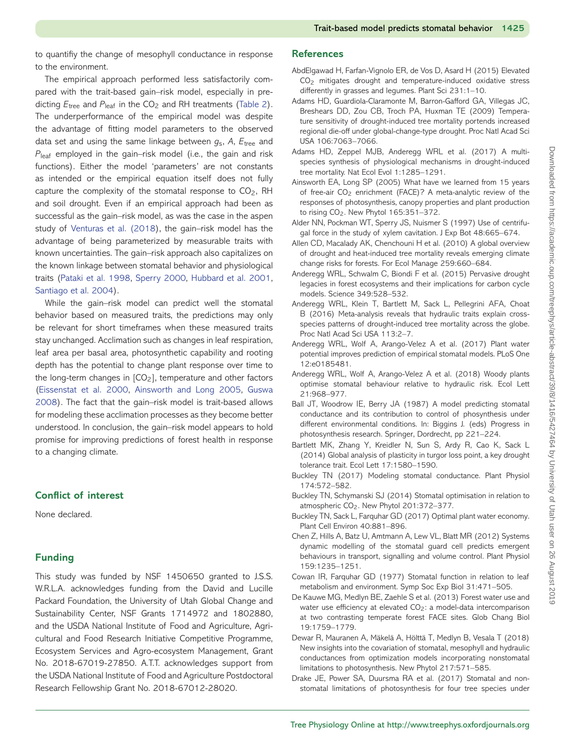to quantifiy the change of mesophyll conductance in response to the environment.

The empirical approach performed less satisfactorily compared with the trait-based gain–risk model, especially in predicting $E_{tree}$ and $P_{leaf}$ in the $CO_2$ and RH treatments (Table 2). The underperformance of the empirical model was despite the advantage of fitting model parameters to the observed data set and using the same linkage between $g_s$, $A$, $E_{tree}$ and $P_{leaf}$ employed in the gain–risk model (i.e., the gain and risk functions). Either the model 'parameters' are not constants as intended or the empirical equation itself does not fully capture the complexity of the stomatal response to $CO_2$, RH and soil drought. Even if an empirical approach had been as successful as the gain–risk model, as was the case in the aspen study of Venturas et al. (2018), the gain–risk model has the advantage of being parameterized by measurable traits with known uncertainties. The gain–risk approach also capitalizes on the known linkage between stomatal behavior and physiological traits (Pataki et al. 1998, Sperry 2000, Hubbard et al. 2001, Santiago et al. 2004).

While the gain–risk model can predict well the stomatal behavior based on measured traits, the predictions may only be relevant for short timeframes when these measured traits stay unchanged. Acclimation such as changes in leaf respiration, leaf area per basal area, photosynthetic capability and rooting depth has the potential to change plant response over time to the long-term changes in [$CO_2$], temperature and other factors (Eissenstat et al. 2000, Ainsworth and Long 2005, Guswa 2008). The fact that the gain–risk model is trait-based allows for modeling these acclimation processes as they become better understood. In conclusion, the gain–risk model appears to hold promise for improving predictions of forest health in response to a changing climate.

## Conflict of interest

None declared.

## Funding

This study was funded by NSF 1450650 granted to J.S.S. W.R.L.A. acknowledges funding from the David and Lucille Packard Foundation, the University of Utah Global Change and Sustainability Center, NSF Grants 1714972 and 1802880, and the USDA National Institute of Food and Agriculture, Agricultural and Food Research Initiative Competitive Programme, Ecosystem Services and Agro-ecosystem Management, Grant No. 2018-67019-27850. A.T.T. acknowledges support from the USDA National Institute of Food and Agriculture Postdoctoral Research Fellowship Grant No. 2018-67012-28020.

## References

AbdElgawad H, Farfan-Vignolo ER, de Vos D, Asard H (2015) Elevated $CO_2$ mitigates drought and temperature-induced oxidative stress differently in grasses and legumes. Plant Sci 231:1–10.

Adams HD, Guardiola-Claramonte M, Barron-Gafford GA, Villegas JC, Breshears DD, Zou CB, Troch PA, Huxman TE (2009) Temperature sensitivity of drought-induced tree mortality portends increased regional die-off under global-change-type drought. Proc Natl Acad Sci USA 106:7063–7066.

Adams HD, Zeppel MJB, Anderegg WRL et al. (2017) A multi-species synthesis of physiological mechanisms in drought-induced tree mortality. Nat Ecol Evol 1:1285–1291.

Ainsworth EA, Long SP (2005) What have we learned from 15 years of free-air $CO_2$ enrichment (FACE)? A meta-analytic review of the responses of photosynthesis, canopy properties and plant production to rising $CO_2$. New Phytol 165:351–372.

Alder NN, Pockman WT, Sperry JS, Nuismer S (1997) Use of centrifugal force in the study of xylem cavitation. J Exp Bot 48:665–674.

Allen CD, Macalady AK, Chenchouni H et al. (2010) A global overview of drought and heat-induced tree mortality reveals emerging climate change risks for forests. For Ecol Manage 259:660–684.

Anderegg WRL, Schwalm C, Biondi F et al. (2015) Pervasive drought legacies in forest ecosystems and their implications for carbon cycle models. Science 349:528–532.

Anderegg WRL, Klein T, Bartlett M, Sack L, Pellegrini AFA, Choat B (2016) Meta-analysis reveals that hydraulic traits explain cross-species patterns of drought-induced tree mortality across the globe. Proc Natl Acad Sci USA 113:2–7.

Anderegg WRL, Wolf A, Arango-Velez A et al. (2017) Plant water potential improves prediction of empirical stomatal models. PLoS One 12:e0185481.

Anderegg WRL, Wolf A, Arango-Velez A et al. (2018) Woody plants optimise stomatal behaviour relative to hydraulic risk. Ecol Lett 21:968–977.

Ball JT, Woodrow IE, Berry JA (1987) A model predicting stomatal conductance and its contribution to control of phosynthesis under different environmental conditions. In: Biggins J. (eds) Progress in photosynthesis research. Springer, Dordrecht, pp 221–224.

Bartlett MK, Zhang Y, Kreidler N, Sun S, Ardy R, Cao K, Sack L (2014) Global analysis of plasticity in turgor loss point, a key drought tolerance trait. Ecol Lett 17:1580–1590.

Buckley TN (2017) Modeling stomatal conductance. Plant Physiol 174:572–582.

Buckley TN, Schymanski SJ (2014) Stomatal optimisation in relation to atmospheric $CO_2$. New Phytol 201:372–377.

Buckley TN, Sack L, Farquhar GD (2017) Optimal plant water economy. Plant Cell Environ 40:881–896.

Chen Z, Hills A, Batz U, Amtmann A, Lew VL, Blatt MR (2012) Systems dynamic modelling of the stomatal guard cell predicts emergent behaviours in transport, signalling and volume control. Plant Physiol 159:1235–1251.

Cowan IR, Farquhar GD (1977) Stomatal function in relation to leaf metabolism and environment. Symp Soc Exp Biol 31:471–505.

De Kauwe MG, Medlyn BE, Zaehle S et al. (2013) Forest water use and water use efficiency at elevated $CO_2$: a model-data intercomparison at two contrasting temperate forest FACE sites. Glob Chang Biol 19:1759–1779.

Dewar R, Mauranen A, Mäkelä A, Hölttä T, Medlyn B, Vesala T (2018) New insights into the covariation of stomatal, mesophyll and hydraulic conductances from optimization models incorporating nonstomatal limitations to photosynthesis. New Phytol 217:571–585.

Drake JE, Power SA, Duursma RA et al. (2017) Stomatal and non-stomatal limitations of photosynthesis for four tree species under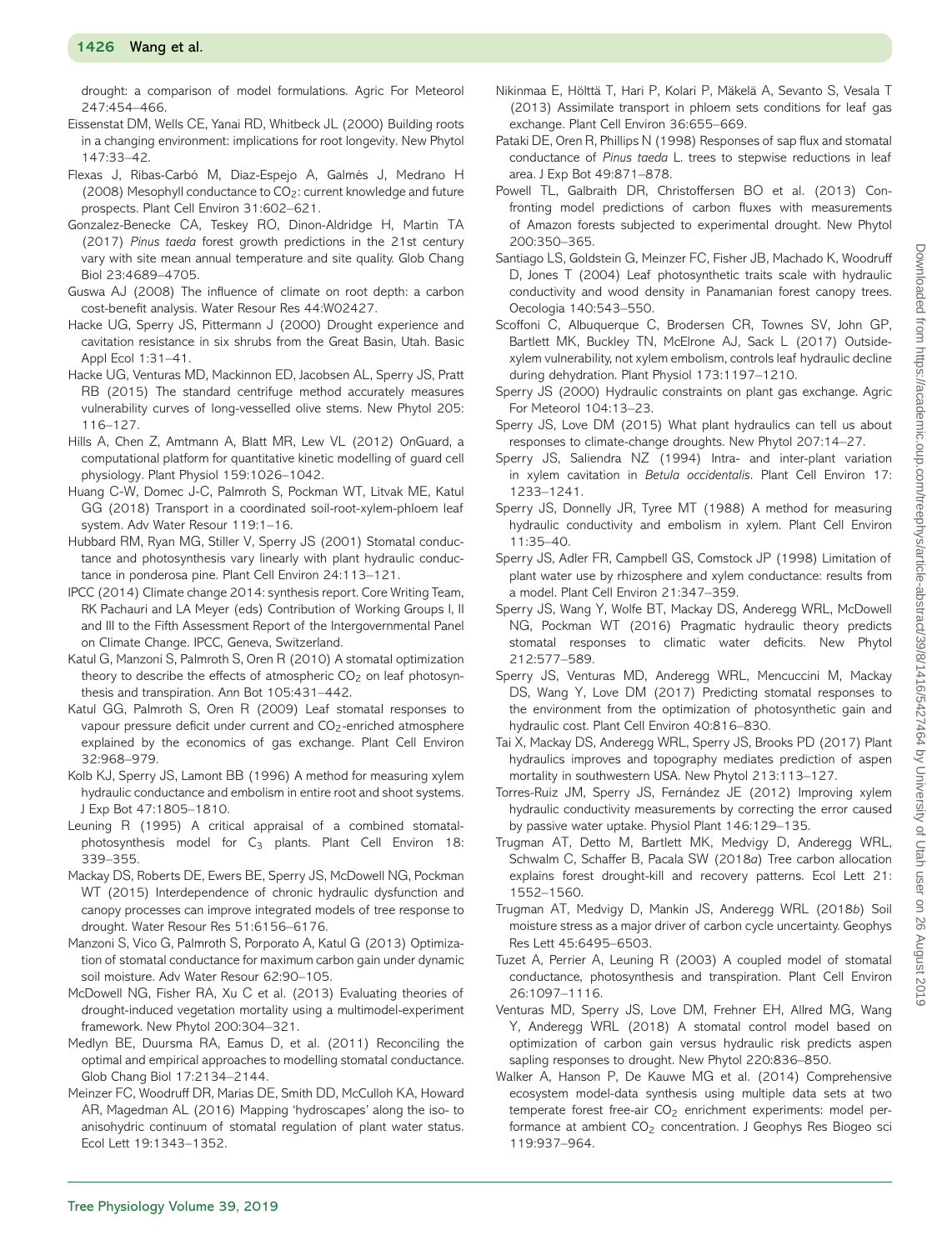drought: a comparison of model formulations. Agric For Meteorol 247:454–466.

Eissenstat DM, Wells CE, Yanai RD, Whitbeck JL (2000) Building roots in a changing environment: implications for root longevity. New Phytol 147:33–42.

Flexas J, Ribas-Carbó M, Diaz-Espejo A, Galmés J, Medrano H (2008) Mesophyll conductance to $CO_2$: current knowledge and future prospects. Plant Cell Environ 31:602–621.

Gonzalez-Benecke CA, Teskey RO, Dinon-Aldridge H, Martin TA (2017) *Pinus taeda* forest growth predictions in the 21st century vary with site mean annual temperature and site quality. Glob Chang Biol 23:4689–4705.

Guswa AJ (2008) The influence of climate on root depth: a carbon cost-benefit analysis. Water Resour Res 44:W02427.

Hacke UG, Sperry JS, Pittermann J (2000) Drought experience and cavitation resistance in six shrubs from the Great Basin, Utah. Basic Appl Ecol 1:31–41.

Hacke UG, Venturas MD, Mackinnon ED, Jacobsen AL, Sperry JS, Pratt RB (2015) The standard centrifuge method accurately measures vulnerability curves of long-vesselled olive stems. New Phytol 205: 116–127.

Hills A, Chen Z, Amtmann A, Blatt MR, Lew VL (2012) OnGuard, a computational platform for quantitative kinetic modelling of guard cell physiology. Plant Physiol 159:1026–1042.

Huang C-W, Domec J-C, Palmroth S, Pockman WT, Litvak ME, Katul GG (2018) Transport in a coordinated soil-root-xylem-phloem leaf system. Adv Water Resour 119:1–16.

Hubbard RM, Ryan MG, Stiller V, Sperry JS (2001) Stomatal conductance and photosynthesis vary linearly with plant hydraulic conductance in ponderosa pine. Plant Cell Environ 24:113–121.

IPCC (2014) Climate change 2014: synthesis report. Core Writing Team, RK Pachauri and LA Meyer (eds) Contribution of Working Groups I, II and III to the Fifth Assessment Report of the Intergovernmental Panel on Climate Change. IPCC, Geneva, Switzerland.

Katul G, Manzoni S, Palmroth S, Oren R (2010) A stomatal optimization theory to describe the effects of atmospheric $CO_2$ on leaf photosynthesis and transpiration. Ann Bot 105:431–442.

Katul GG, Palmroth S, Oren R (2009) Leaf stomatal responses to vapour pressure deficit under current and $CO_2$-enriched atmosphere explained by the economics of gas exchange. Plant Cell Environ 32:968–979.

Kolb KJ, Sperry JS, Lamont BB (1996) A method for measuring xylem hydraulic conductance and embolism in entire root and shoot systems. J Exp Bot 47:1805–1810.

Leuning R (1995) A critical appraisal of a combined stomatal-photosynthesis model for $C_3$ plants. Plant Cell Environ 18: 339–355.

Mackay DS, Roberts DE, Ewers BE, Sperry JS, McDowell NG, Pockman WT (2015) Interdependence of chronic hydraulic dysfunction and canopy processes can improve integrated models of tree response to drought. Water Resour Res 51:6156–6176.

Manzoni S, Vico G, Palmroth S, Porporato A, Katul G (2013) Optimization of stomatal conductance for maximum carbon gain under dynamic soil moisture. Adv Water Resour 62:90–105.

McDowell NG, Fisher RA, Xu C et al. (2013) Evaluating theories of drought-induced vegetation mortality using a multimodel-experiment framework. New Phytol 200:304–321.

Medlyn BE, Duursma RA, Eamus D, et al. (2011) Reconciling the optimal and empirical approaches to modelling stomatal conductance. Glob Chang Biol 17:2134–2144.

Meinzer FC, Woodruff DR, Marias DE, Smith DD, McCulloh KA, Howard AR, Magedman AL (2016) Mapping 'hydroscapes' along the iso- to anisohydric continuum of stomatal regulation of plant water status. Ecol Lett 19:1343–1352.

Nikinmaa E, Hölttä T, Hari P, Kolari P, Mäkelä A, Sevanto S, Vesala T (2013) Assimilate transport in phloem sets conditions for leaf gas exchange. Plant Cell Environ 36:655–669.

Pataki DE, Oren R, Phillips N (1998) Responses of sap flux and stomatal conductance of *Pinus taeda* L. trees to stepwise reductions in leaf area. J Exp Bot 49:871–878.

Powell TL, Galbraith DR, Christoffersen BO et al. (2013) Confronting model predictions of carbon fluxes with measurements of Amazon forests subjected to experimental drought. New Phytol 200:350–365.

Santiago LS, Goldstein G, Meinzer FC, Fisher JB, Machado K, Woodruff D, Jones T (2004) Leaf photosynthetic traits scale with hydraulic conductivity and wood density in Panamanian forest canopy trees. Oecologia 140:543–550.

Scoffoni C, Albuquerque C, Brodersen CR, Townes SV, John GP, Bartlett MK, Buckley TN, McElrone AJ, Sack L (2017) Outside-xylem vulnerability, not xylem embolism, controls leaf hydraulic decline during dehydration. Plant Physiol 173:1197–1210.

Sperry JS (2000) Hydraulic constraints on plant gas exchange. Agric For Meteorol 104:13–23.

Sperry JS, Love DM (2015) What plant hydraulics can tell us about responses to climate-change droughts. New Phytol 207:14–27.

Sperry JS, Saliendra NZ (1994) Intra- and inter-plant variation in xylem cavitation in *Betula occidentalis*. Plant Cell Environ 17: 1233–1241.

Sperry JS, Donnelly JR, Tyree MT (1988) A method for measuring hydraulic conductivity and embolism in xylem. Plant Cell Environ 11:35–40.

Sperry JS, Adler FR, Campbell GS, Comstock JP (1998) Limitation of plant water use by rhizosphere and xylem conductance: results from a model. Plant Cell Environ 21:347–359.

Sperry JS, Wang Y, Wolfe BT, Mackay DS, Anderegg WRL, McDowell NG, Pockman WT (2016) Pragmatic hydraulic theory predicts stomatal responses to climatic water deficits. New Phytol 212:577–589.

Sperry JS, Venturas MD, Anderegg WRL, Mencuccini M, Mackay DS, Wang Y, Love DM (2017) Predicting stomatal responses to the environment from the optimization of photosynthetic gain and hydraulic cost. Plant Cell Environ 40:816–830.

Tai X, Mackay DS, Anderegg WRL, Sperry JS, Brooks PD (2017) Plant hydraulics improves and topography mediates prediction of aspen mortality in southwestern USA. New Phytol 213:113–127.

Torres-Ruiz JM, Sperry JS, Fernández JE (2012) Improving xylem hydraulic conductivity measurements by correcting the error caused by passive water uptake. Physiol Plant 146:129–135.

Trugman AT, Detto M, Bartlett MK, Medvigy D, Anderegg WRL, Schwalm C, Schaffer B, Pacala SW (2018*a*) Tree carbon allocation explains forest drought-kill and recovery patterns. Ecol Lett 21: 1552–1560.

Trugman AT, Medvigy D, Mankin JS, Anderegg WRL (2018*b*) Soil moisture stress as a major driver of carbon cycle uncertainty. Geophys Res Lett 45:6495–6503.

Tuzet A, Perrier A, Leuning R (2003) A coupled model of stomatal conductance, photosynthesis and transpiration. Plant Cell Environ 26:1097–1116.

Venturas MD, Sperry JS, Love DM, Frehner EH, Allred MG, Wang Y, Anderegg WRL (2018) A stomatal control model based on optimization of carbon gain versus hydraulic risk predicts aspen sapling responses to drought. New Phytol 220:836–850.

Walker A, Hanson P, De Kauwe MG et al. (2014) Comprehensive ecosystem model-data synthesis using multiple data sets at two temperate forest free-air $CO_2$ enrichment experiments: model performance at ambient $CO_2$ concentration. J Geophys Res Biogeo sci 119:937–964.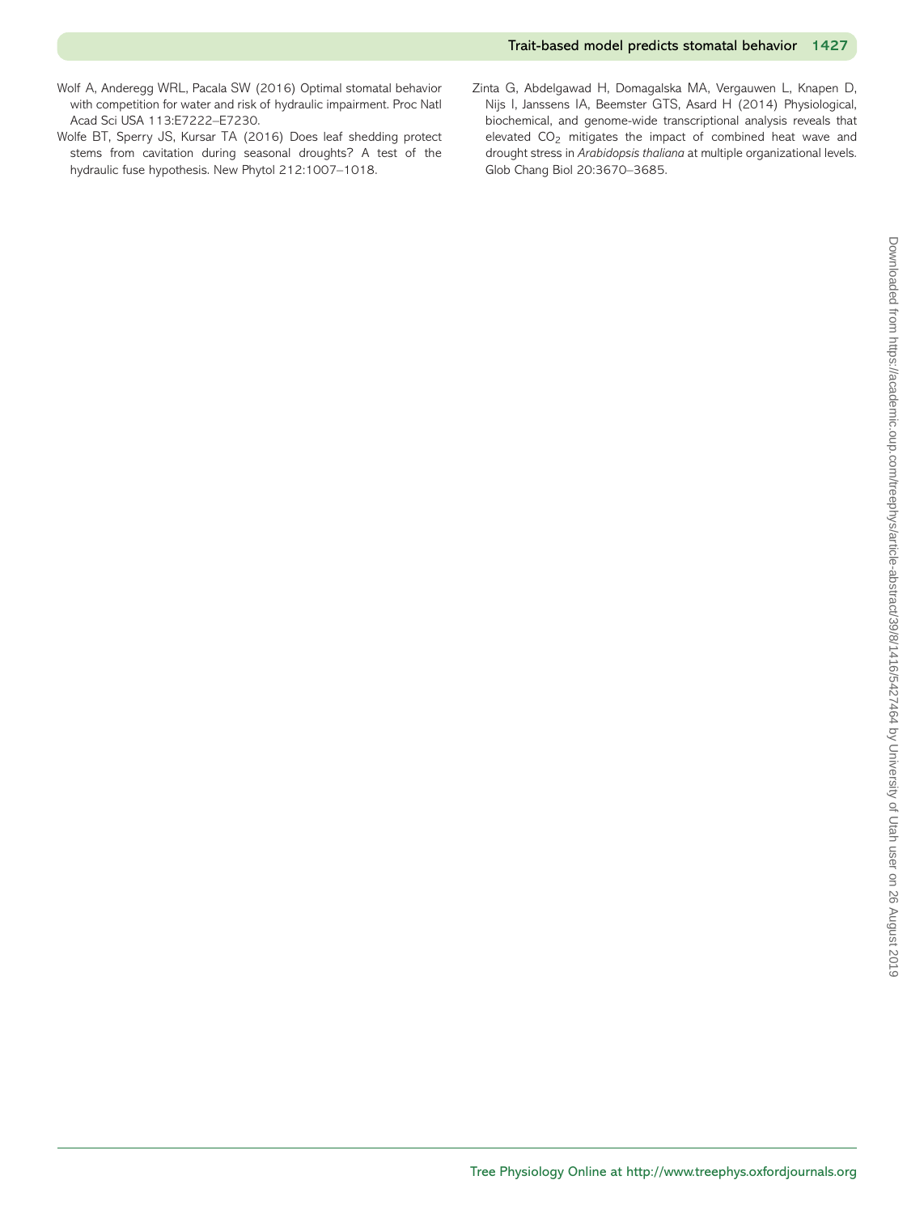Wolf A, Anderegg WRL, Pacala SW (2016) Optimal stomatal behavior with competition for water and risk of hydraulic impairment. Proc Natl Acad Sci USA 113:E7222–E7230.

Wolfe BT, Sperry JS, Kursar TA (2016) Does leaf shedding protect stems from cavitation during seasonal droughts? A test of the hydraulic fuse hypothesis. New Phytol 212:1007–1018.

Zinta G, Abdelgawad H, Domagalska MA, Vergauwen L, Knapen D, Nijs I, Janssens IA, Beemster GTS, Asard H (2014) Physiological, biochemical, and genome-wide transcriptional analysis reveals that elevated $CO_2$ mitigates the impact of combined heat wave and drought stress in *Arabidopsis thaliana* at multiple organizational levels. Glob Chang Biol 20:3670–3685.